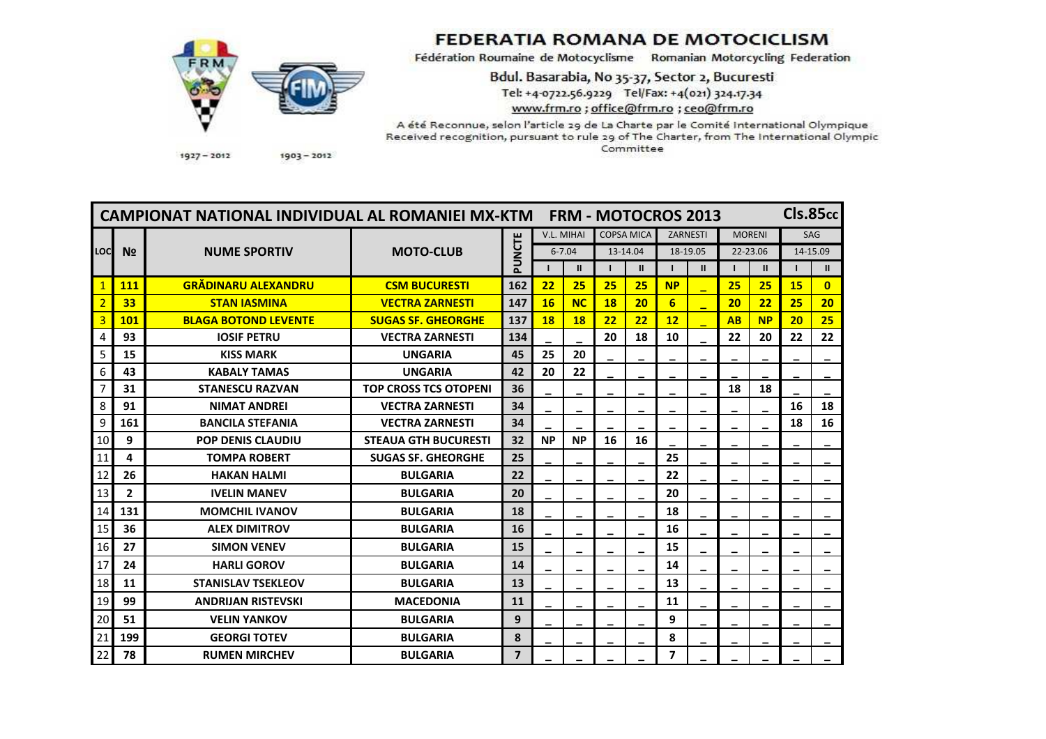# FEDERATIA ROMANA DE MOTOCICLISM

Fédération Roumaine de Motocyclisme Romanian Motorcycling Federation

Bdul. Basarabia, No 35-37, Sector 2, Bucuresti

Tel: +4-0722.56.9229 Tel/Fax: +4(021) 324.17.34

www.frm.ro ; office@frm.ro ; ceo@frm.ro

A été Reconnue, selon l'article 29 de La Charte par le Comité International Olympique
Received recognition, pursuant to rule 29 of The Charter, from The International Olympic Committee

1927 – 2012 1903 – 2012

| CAMPIONAT NATIONAL INDIVIDUAL AL ROMANIEI MX-KTM FRM - MOTOCROS 2013 | | | | | | | | | | | | | | | Cls.85cc |
|---|---|---|---|---|---|---|---|---|---|---|---|---|---|---|---|
| LOC | № | NUME SPORTIV | MOTO-CLUB | PUNCTE | V.L. MIHAI | | COPSA MICA | | ZARNESTI | | MORENI | | SAG | |
| | | | | | 6-7.04 | | 13-14.04 | | 18-19.05 | | 22-23.06 | | 14-15.09 | |
| | | | | | I | II | I | II | I | II | I | II | I | II |
| 1 | 111 | GRĂDINARU ALEXANDRU | CSM BUCURESTI | 162 | 22 | 25 | 25 | 25 | NP | _ | 25 | 25 | 15 | 0 |
| 2 | 33 | STAN IASMINA | VECTRA ZARNESTI | 147 | 16 | NC | 18 | 20 | 6 | _ | 20 | 22 | 25 | 20 |
| 3 | 101 | BLAGA BOTOND LEVENTE | SUGAS SF. GHEORGHE | 137 | 18 | 18 | 22 | 22 | 12 | _ | AB | NP | 20 | 25 |
| 4 | 93 | IOSIF PETRU | VECTRA ZARNESTI | 134 | _ | _ | 20 | 18 | 10 | _ | 22 | 20 | 22 | 22 |
| 5 | 15 | KISS MARK | UNGARIA | 45 | 25 | 20 | _ | _ | _ | _ | _ | _ | _ | _ |
| 6 | 43 | KABALY TAMAS | UNGARIA | 42 | 20 | 22 | _ | _ | _ | _ | _ | _ | _ | _ |
| 7 | 31 | STANESCU RAZVAN | TOP CROSS TCS OTOPENI | 36 | _ | _ | _ | _ | _ | _ | 18 | 18 | _ | _ |
| 8 | 91 | NIMAT ANDREI | VECTRA ZARNESTI | 34 | _ | _ | _ | _ | _ | _ | _ | _ | 16 | 18 |
| 9 | 161 | BANCILA STEFANIA | VECTRA ZARNESTI | 34 | _ | _ | _ | _ | _ | _ | _ | _ | 18 | 16 |
| 10 | 9 | POP DENIS CLAUDIU | STEAUA GTH BUCURESTI | 32 | NP | NP | 16 | 16 | _ | _ | _ | _ | _ | _ |
| 11 | 4 | TOMPA ROBERT | SUGAS SF. GHEORGHE | 25 | _ | _ | _ | _ | 25 | _ | _ | _ | _ | _ |
| 12 | 26 | HAKAN HALMI | BULGARIA | 22 | _ | _ | _ | _ | 22 | _ | _ | _ | _ | _ |
| 13 | 2 | IVELIN MANEV | BULGARIA | 20 | _ | _ | _ | _ | 20 | _ | _ | _ | _ | _ |
| 14 | 131 | MOMCHIL IVANOV | BULGARIA | 18 | _ | _ | _ | _ | 18 | _ | _ | _ | _ | _ |
| 15 | 36 | ALEX DIMITROV | BULGARIA | 16 | _ | _ | _ | _ | 16 | _ | _ | _ | _ | _ |
| 16 | 27 | SIMON VENEV | BULGARIA | 15 | _ | _ | _ | _ | 15 | _ | _ | _ | _ | _ |
| 17 | 24 | HARLI GOROV | BULGARIA | 14 | _ | _ | _ | _ | 14 | _ | _ | _ | _ | _ |
| 18 | 11 | STANISLAV TSEKLEOV | BULGARIA | 13 | _ | _ | _ | _ | 13 | _ | _ | _ | _ | _ |
| 19 | 99 | ANDRIJAN RISTEVSKI | MACEDONIA | 11 | _ | _ | _ | _ | 11 | _ | _ | _ | _ | _ |
| 20 | 51 | VELIN YANKOV | BULGARIA | 9 | _ | _ | _ | _ | 9 | _ | _ | _ | _ | _ |
| 21 | 199 | GEORGI TOTEV | BULGARIA | 8 | _ | _ | _ | _ | 8 | _ | _ | _ | _ | _ |
| 22 | 78 | RUMEN MIRCHEV | BULGARIA | 7 | _ | _ | _ | _ | 7 | _ | _ | _ | _ | _ |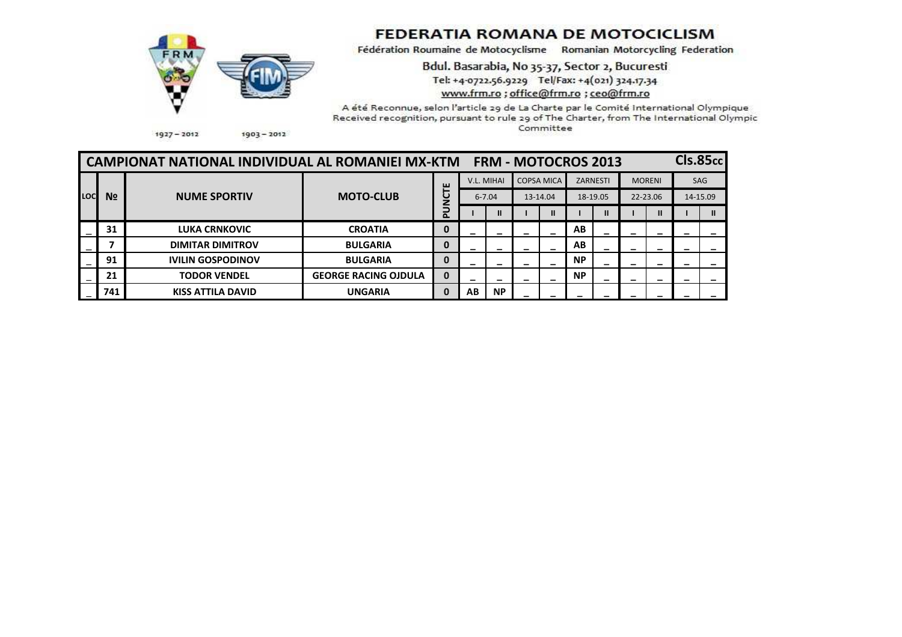# FEDERATIA ROMANA DE MOTOCICLISM

Fédération Roumaine de Motocyclisme  Romanian Motorcycling Federation

Bdul. Basarabia, No 35-37, Sector 2, Bucuresti

Tel: +4-0722.56.9229  Tel/Fax: +4(021) 324.17.34

www.frm.ro ; office@frm.ro ; ceo@frm.ro

A été Reconnue, selon l'article 29 de La Charte par le Comité International Olympique
Received recognition, pursuant to rule 29 of The Charter, from The International Olympic Committee

1927 – 2012  1903 – 2012

## CAMPIONAT NATIONAL INDIVIDUAL AL ROMANIEI MX-KTM  FRM - MOTOCROS 2013  Cls.85cc

| LOC | № | NUME SPORTIV | MOTO-CLUB | PUNCTE | V.L. MIHAI | | COPSA MICA | | ZARNESTI | | MORENI | | SAG | |
|---|---|---|---|---|---|---|---|---|---|---|---|---|---|---|
| | | | | | 6-7.04 | | 13-14.04 | | 18-19.05 | | 22-23.06 | | 14-15.09 | |
| | | | | | I | II | I | II | I | II | I | II | I | II |
| _ | 31 | LUKA CRNKOVIC | CROATIA | 0 | _ | _ | _ | _ | AB | _ | _ | _ | _ | _ |
| _ | 7 | DIMITAR DIMITROV | BULGARIA | 0 | _ | _ | _ | _ | AB | _ | _ | _ | _ | _ |
| _ | 91 | IVILIN GOSPODINOV | BULGARIA | 0 | _ | _ | _ | _ | NP | _ | _ | _ | _ | _ |
| _ | 21 | TODOR VENDEL | GEORGE RACING OJDULA | 0 | _ | _ | _ | _ | NP | _ | _ | _ | _ | _ |
| _ | 741 | KISS ATTILA DAVID | UNGARIA | 0 | AB | NP | _ | _ | _ | _ | _ | _ | _ | _ |